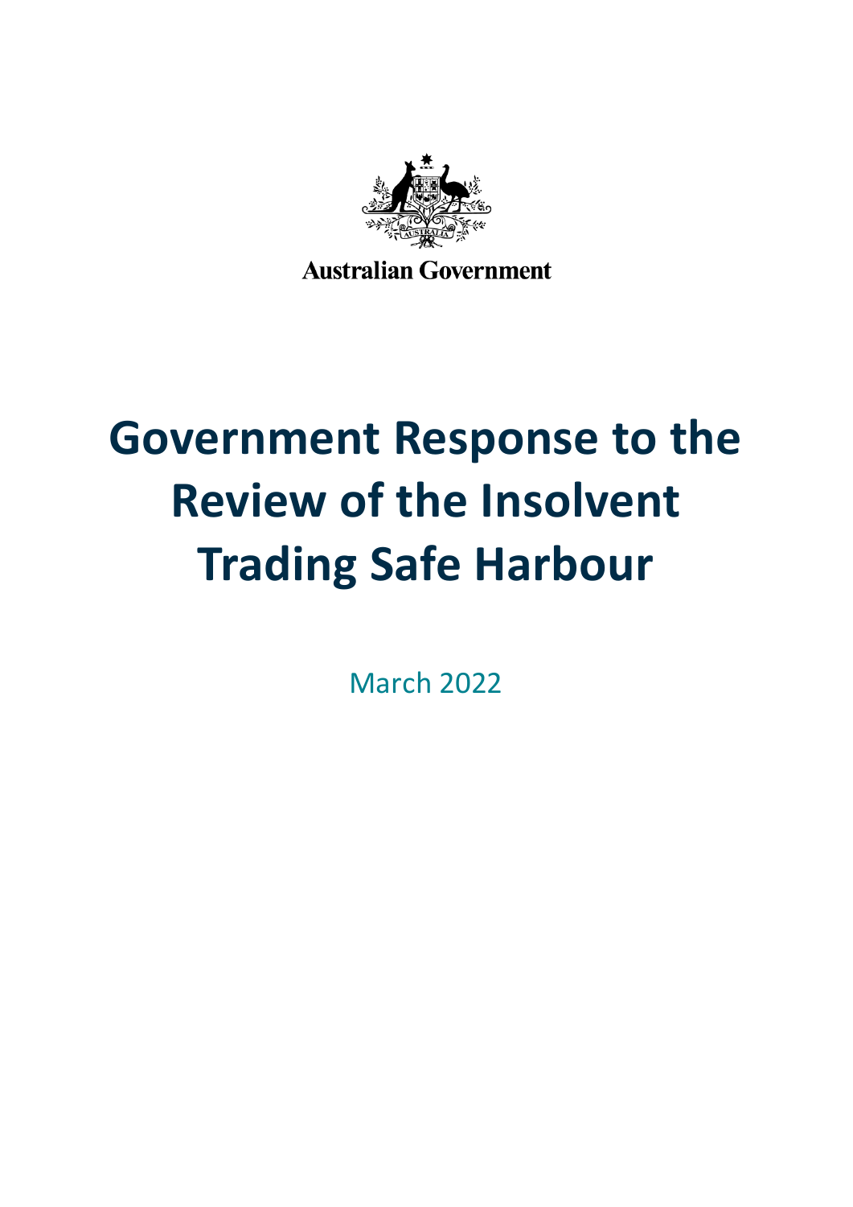Australian Government

# Government Response to the Review of the Insolvent Trading Safe Harbour

March 2022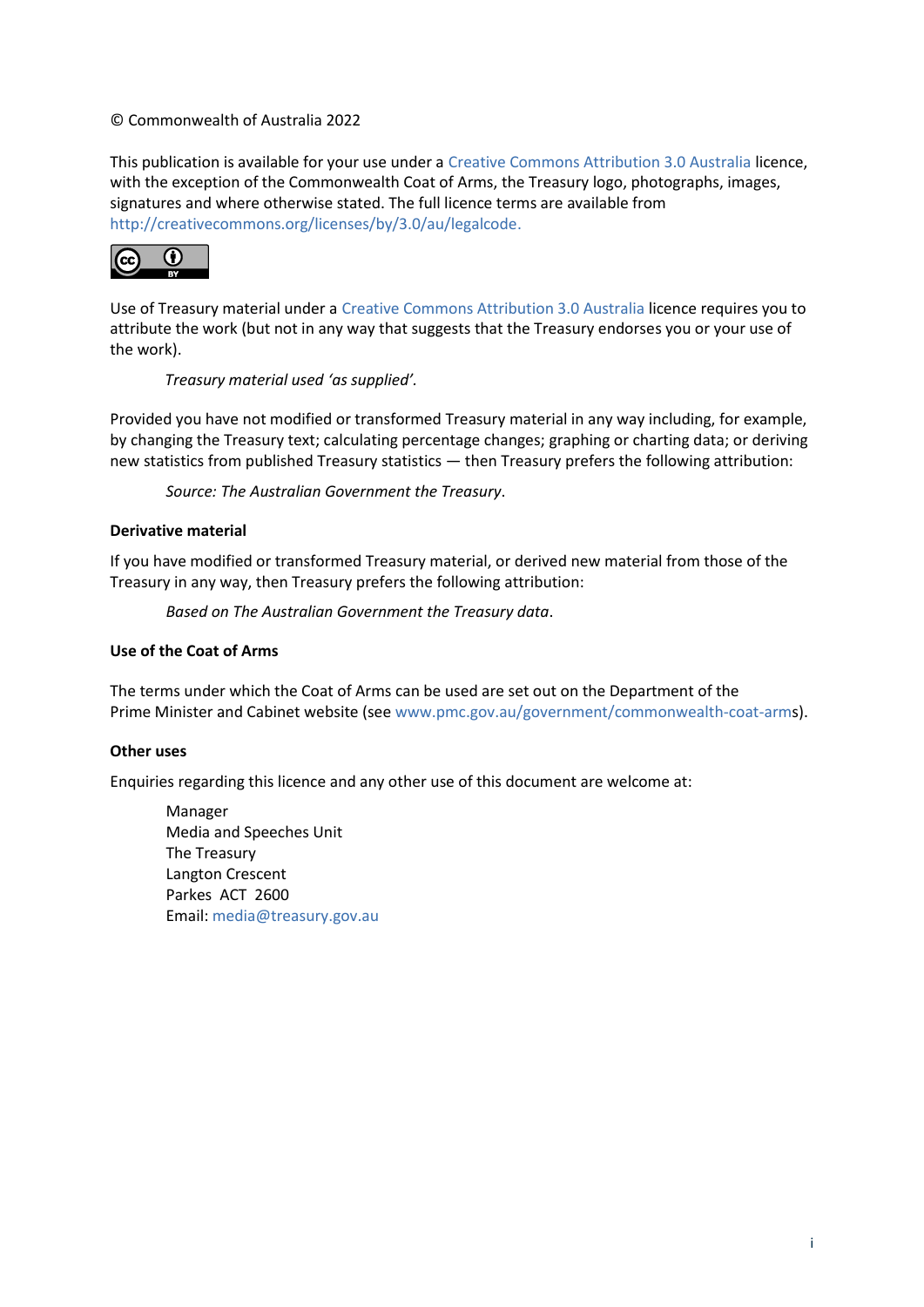© Commonwealth of Australia 2022

This publication is available for your use under a Creative Commons Attribution 3.0 Australia licence, with the exception of the Commonwealth Coat of Arms, the Treasury logo, photographs, images, signatures and where otherwise stated. The full licence terms are available from http://creativecommons.org/licenses/by/3.0/au/legalcode.

Use of Treasury material under a Creative Commons Attribution 3.0 Australia licence requires you to attribute the work (but not in any way that suggests that the Treasury endorses you or your use of the work).

> *Treasury material used 'as supplied'.*

Provided you have not modified or transformed Treasury material in any way including, for example, by changing the Treasury text; calculating percentage changes; graphing or charting data; or deriving new statistics from published Treasury statistics — then Treasury prefers the following attribution:

> *Source: The Australian Government the Treasury*.

**Derivative material**

If you have modified or transformed Treasury material, or derived new material from those of the Treasury in any way, then Treasury prefers the following attribution:

> *Based on The Australian Government the Treasury data*.

**Use of the Coat of Arms**

The terms under which the Coat of Arms can be used are set out on the Department of the Prime Minister and Cabinet website (see www.pmc.gov.au/government/commonwealth-coat-arms).

**Other uses**

Enquiries regarding this licence and any other use of this document are welcome at:

> Manager
> Media and Speeches Unit
> The Treasury
> Langton Crescent
> Parkes ACT 2600
> Email: media@treasury.gov.au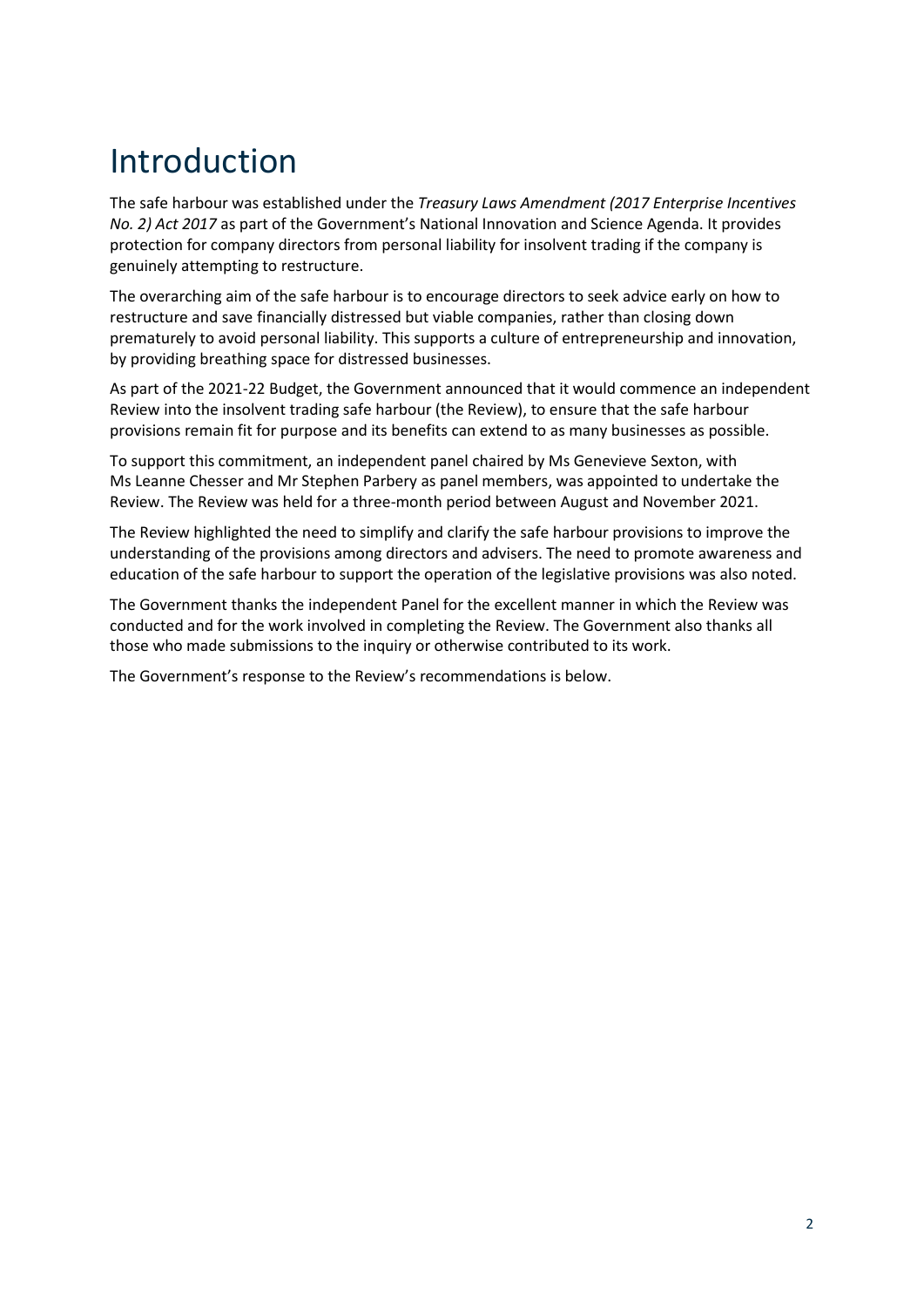# Introduction

The safe harbour was established under the *Treasury Laws Amendment (2017 Enterprise Incentives No. 2) Act 2017* as part of the Government's National Innovation and Science Agenda. It provides protection for company directors from personal liability for insolvent trading if the company is genuinely attempting to restructure.

The overarching aim of the safe harbour is to encourage directors to seek advice early on how to restructure and save financially distressed but viable companies, rather than closing down prematurely to avoid personal liability. This supports a culture of entrepreneurship and innovation, by providing breathing space for distressed businesses.

As part of the 2021-22 Budget, the Government announced that it would commence an independent Review into the insolvent trading safe harbour (the Review), to ensure that the safe harbour provisions remain fit for purpose and its benefits can extend to as many businesses as possible.

To support this commitment, an independent panel chaired by Ms Genevieve Sexton, with Ms Leanne Chesser and Mr Stephen Parbery as panel members, was appointed to undertake the Review. The Review was held for a three-month period between August and November 2021.

The Review highlighted the need to simplify and clarify the safe harbour provisions to improve the understanding of the provisions among directors and advisers. The need to promote awareness and education of the safe harbour to support the operation of the legislative provisions was also noted.

The Government thanks the independent Panel for the excellent manner in which the Review was conducted and for the work involved in completing the Review. The Government also thanks all those who made submissions to the inquiry or otherwise contributed to its work.

The Government's response to the Review's recommendations is below.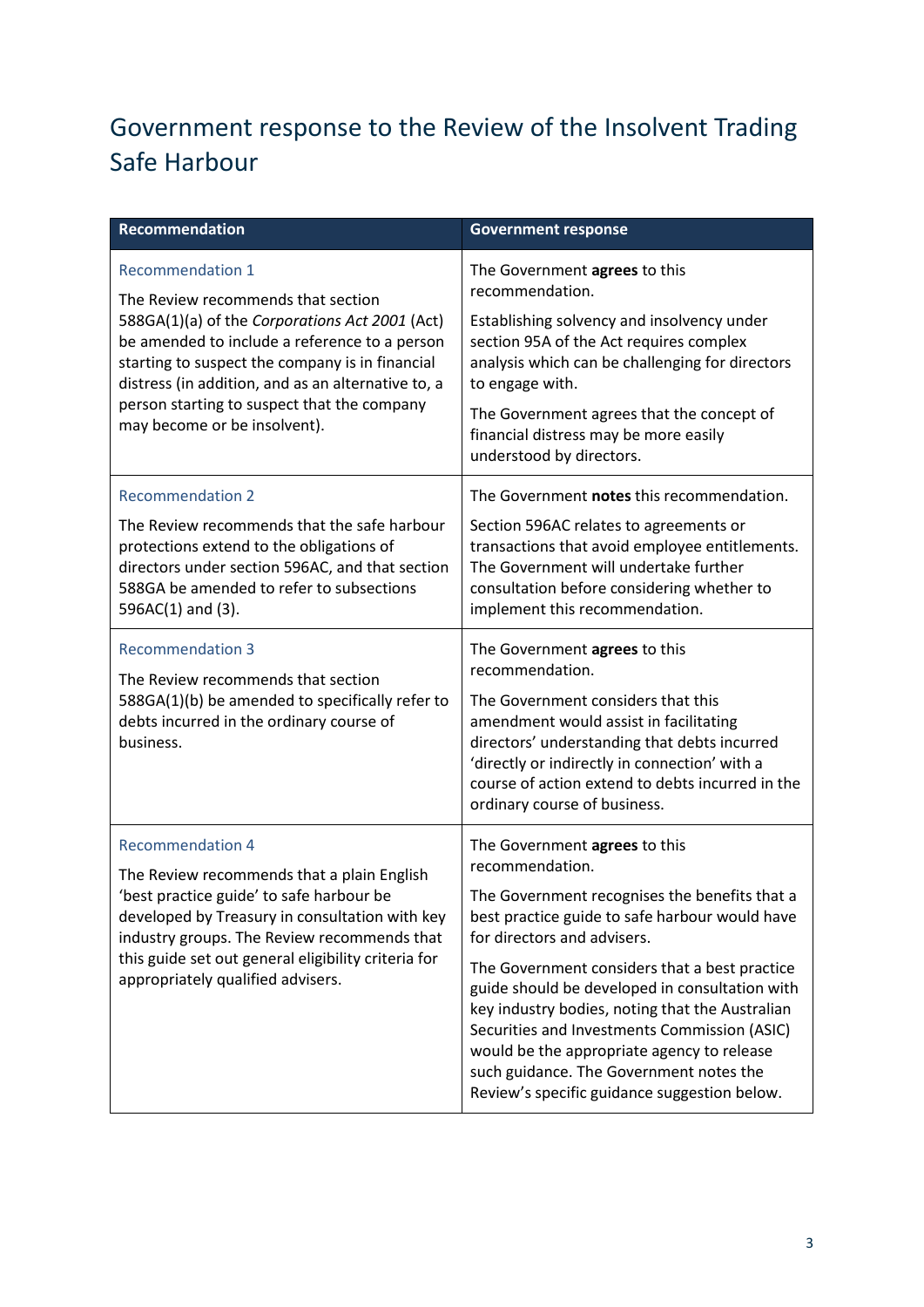# Government response to the Review of the Insolvent Trading Safe Harbour

| Recommendation | Government response |
| --- | --- |
| Recommendation 1<br><br>The Review recommends that section 588GA(1)(a) of the *Corporations Act 2001* (Act) be amended to include a reference to a person starting to suspect the company is in financial distress (in addition, and as an alternative to, a person starting to suspect that the company may become or be insolvent). | The Government **agrees** to this recommendation.<br><br>Establishing solvency and insolvency under section 95A of the Act requires complex analysis which can be challenging for directors to engage with.<br><br>The Government agrees that the concept of financial distress may be more easily understood by directors. |
| Recommendation 2<br><br>The Review recommends that the safe harbour protections extend to the obligations of directors under section 596AC, and that section 588GA be amended to refer to subsections 596AC(1) and (3). | The Government **notes** this recommendation.<br><br>Section 596AC relates to agreements or transactions that avoid employee entitlements. The Government will undertake further consultation before considering whether to implement this recommendation. |
| Recommendation 3<br><br>The Review recommends that section 588GA(1)(b) be amended to specifically refer to debts incurred in the ordinary course of business. | The Government **agrees** to this recommendation.<br><br>The Government considers that this amendment would assist in facilitating directors' understanding that debts incurred 'directly or indirectly in connection' with a course of action extend to debts incurred in the ordinary course of business. |
| Recommendation 4<br><br>The Review recommends that a plain English 'best practice guide' to safe harbour be developed by Treasury in consultation with key industry groups. The Review recommends that this guide set out general eligibility criteria for appropriately qualified advisers. | The Government **agrees** to this recommendation.<br><br>The Government recognises the benefits that a best practice guide to safe harbour would have for directors and advisers.<br><br>The Government considers that a best practice guide should be developed in consultation with key industry bodies, noting that the Australian Securities and Investments Commission (ASIC) would be the appropriate agency to release such guidance. The Government notes the Review's specific guidance suggestion below. |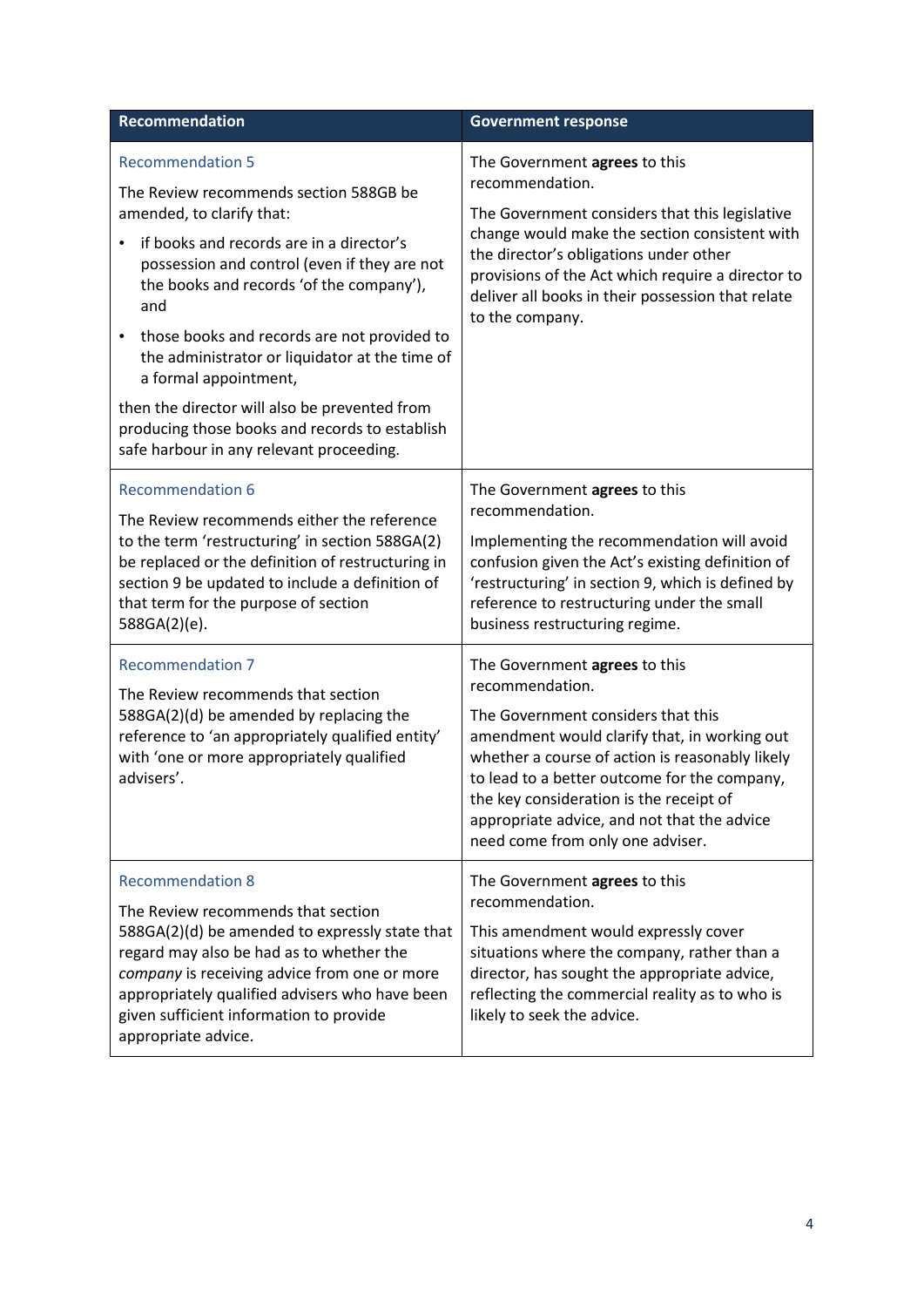| Recommendation | Government response |
| --- | --- |
| Recommendation 5<br><br>The Review recommends section 588GB be amended, to clarify that:<br><br>• if books and records are in a director's possession and control (even if they are not the books and records 'of the company'), and<br>• those books and records are not provided to the administrator or liquidator at the time of a formal appointment,<br><br>then the director will also be prevented from producing those books and records to establish safe harbour in any relevant proceeding. | The Government **agrees** to this recommendation.<br><br>The Government considers that this legislative change would make the section consistent with the director's obligations under other provisions of the Act which require a director to deliver all books in their possession that relate to the company. |
| Recommendation 6<br><br>The Review recommends either the reference to the term 'restructuring' in section 588GA(2) be replaced or the definition of restructuring in section 9 be updated to include a definition of that term for the purpose of section 588GA(2)(e). | The Government **agrees** to this recommendation.<br><br>Implementing the recommendation will avoid confusion given the Act's existing definition of 'restructuring' in section 9, which is defined by reference to restructuring under the small business restructuring regime. |
| Recommendation 7<br><br>The Review recommends that section 588GA(2)(d) be amended by replacing the reference to 'an appropriately qualified entity' with 'one or more appropriately qualified advisers'. | The Government **agrees** to this recommendation.<br><br>The Government considers that this amendment would clarify that, in working out whether a course of action is reasonably likely to lead to a better outcome for the company, the key consideration is the receipt of appropriate advice, and not that the advice need come from only one adviser. |
| Recommendation 8<br><br>The Review recommends that section 588GA(2)(d) be amended to expressly state that regard may also be had as to whether the *company* is receiving advice from one or more appropriately qualified advisers who have been given sufficient information to provide appropriate advice. | The Government **agrees** to this recommendation.<br><br>This amendment would expressly cover situations where the company, rather than a director, has sought the appropriate advice, reflecting the commercial reality as to who is likely to seek the advice. |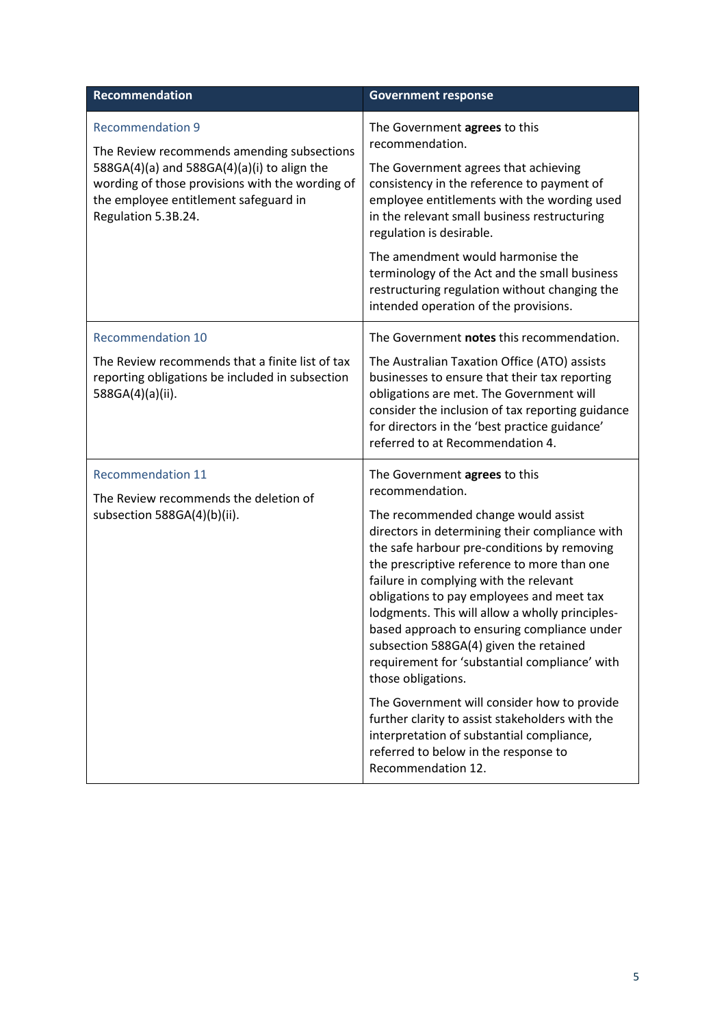| Recommendation | Government response |
| --- | --- |
| Recommendation 9<br><br>The Review recommends amending subsections 588GA(4)(a) and 588GA(4)(a)(i) to align the wording of those provisions with the wording of the employee entitlement safeguard in Regulation 5.3B.24. | The Government **agrees** to this recommendation.<br><br>The Government agrees that achieving consistency in the reference to payment of employee entitlements with the wording used in the relevant small business restructuring regulation is desirable.<br><br>The amendment would harmonise the terminology of the Act and the small business restructuring regulation without changing the intended operation of the provisions. |
| Recommendation 10<br><br>The Review recommends that a finite list of tax reporting obligations be included in subsection 588GA(4)(a)(ii). | The Government **notes** this recommendation.<br><br>The Australian Taxation Office (ATO) assists businesses to ensure that their tax reporting obligations are met. The Government will consider the inclusion of tax reporting guidance for directors in the 'best practice guidance' referred to at Recommendation 4. |
| Recommendation 11<br><br>The Review recommends the deletion of subsection 588GA(4)(b)(ii). | The Government **agrees** to this recommendation.<br><br>The recommended change would assist directors in determining their compliance with the safe harbour pre-conditions by removing the prescriptive reference to more than one failure in complying with the relevant obligations to pay employees and meet tax lodgments. This will allow a wholly principles-based approach to ensuring compliance under subsection 588GA(4) given the retained requirement for 'substantial compliance' with those obligations.<br><br>The Government will consider how to provide further clarity to assist stakeholders with the interpretation of substantial compliance, referred to below in the response to Recommendation 12. |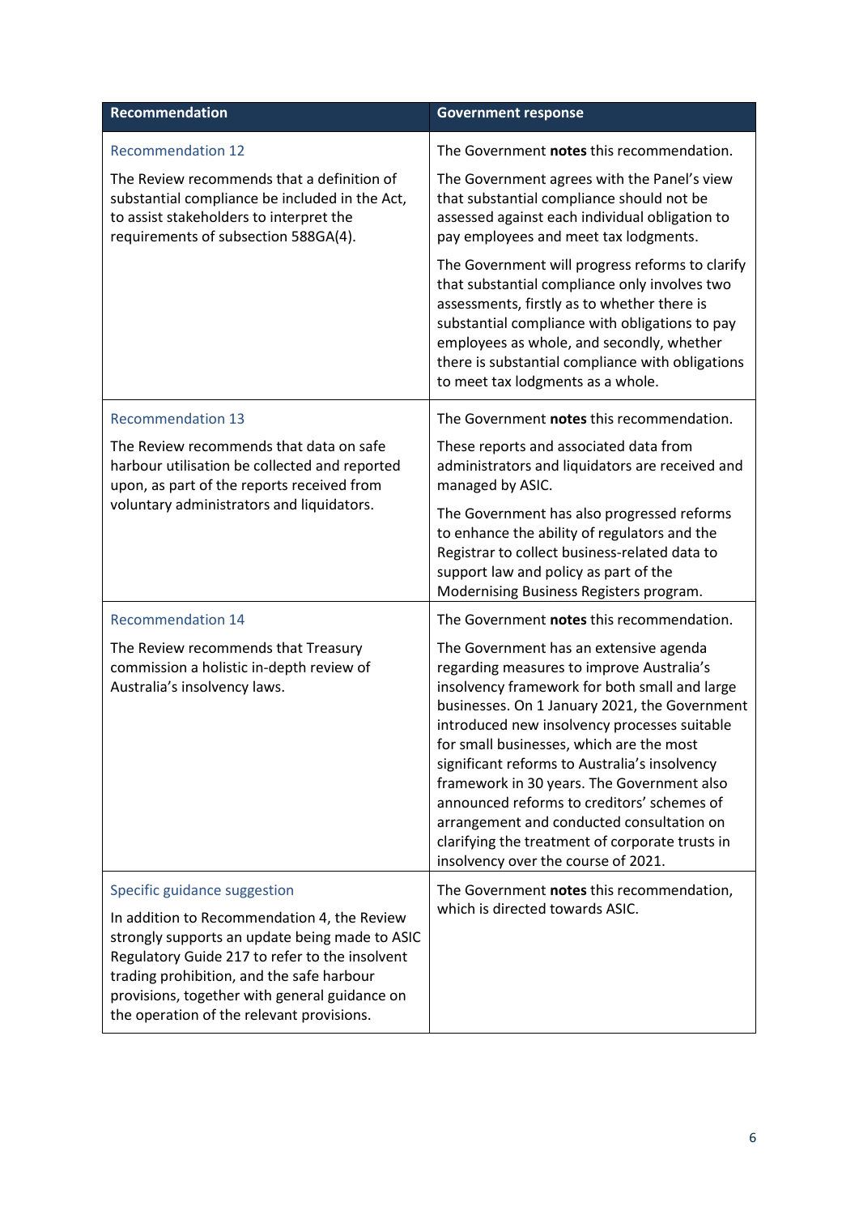| Recommendation | Government response |
| --- | --- |
| Recommendation 12<br><br>The Review recommends that a definition of substantial compliance be included in the Act, to assist stakeholders to interpret the requirements of subsection 588GA(4). | The Government **notes** this recommendation.<br><br>The Government agrees with the Panel's view that substantial compliance should not be assessed against each individual obligation to pay employees and meet tax lodgments.<br><br>The Government will progress reforms to clarify that substantial compliance only involves two assessments, firstly as to whether there is substantial compliance with obligations to pay employees as whole, and secondly, whether there is substantial compliance with obligations to meet tax lodgments as a whole. |
| Recommendation 13<br><br>The Review recommends that data on safe harbour utilisation be collected and reported upon, as part of the reports received from voluntary administrators and liquidators. | The Government **notes** this recommendation.<br><br>These reports and associated data from administrators and liquidators are received and managed by ASIC.<br><br>The Government has also progressed reforms to enhance the ability of regulators and the Registrar to collect business-related data to support law and policy as part of the Modernising Business Registers program. |
| Recommendation 14<br><br>The Review recommends that Treasury commission a holistic in-depth review of Australia's insolvency laws. | The Government **notes** this recommendation.<br><br>The Government has an extensive agenda regarding measures to improve Australia's insolvency framework for both small and large businesses. On 1 January 2021, the Government introduced new insolvency processes suitable for small businesses, which are the most significant reforms to Australia's insolvency framework in 30 years. The Government also announced reforms to creditors' schemes of arrangement and conducted consultation on clarifying the treatment of corporate trusts in insolvency over the course of 2021. |
| Specific guidance suggestion<br><br>In addition to Recommendation 4, the Review strongly supports an update being made to ASIC Regulatory Guide 217 to refer to the insolvent trading prohibition, and the safe harbour provisions, together with general guidance on the operation of the relevant provisions. | The Government **notes** this recommendation, which is directed towards ASIC. |